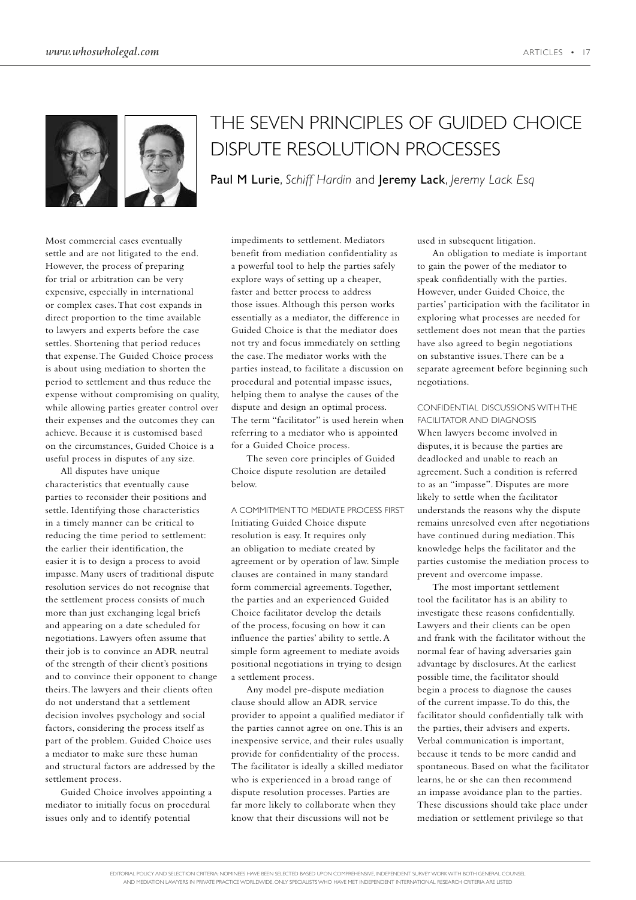# THE SEVEN PRINCIPLES OF GUIDED CHOICE DISPUTE RESOLUTION PROCESSES

**Paul M Lurie**, *Schiff Hardin* and **Jeremy Lack**, *Jeremy Lack Esq*

Most commercial cases eventually settle and are not litigated to the end. However, the process of preparing for trial or arbitration can be very expensive, especially in international or complex cases. That cost expands in direct proportion to the time available to lawyers and experts before the case settles. Shortening that period reduces that expense. The Guided Choice process is about using mediation to shorten the period to settlement and thus reduce the expense without compromising on quality, while allowing parties greater control over their expenses and the outcomes they can achieve. Because it is customised based on the circumstances, Guided Choice is a useful process in disputes of any size.

All disputes have unique characteristics that eventually cause parties to reconsider their positions and settle. Identifying those characteristics in a timely manner can be critical to reducing the time period to settlement: the earlier their identification, the easier it is to design a process to avoid impasse. Many users of traditional dispute resolution services do not recognise that the settlement process consists of much more than just exchanging legal briefs and appearing on a date scheduled for negotiations. Lawyers often assume that their job is to convince an ADR neutral of the strength of their client's positions and to convince their opponent to change theirs. The lawyers and their clients often do not understand that a settlement decision involves psychology and social factors, considering the process itself as part of the problem. Guided Choice uses a mediator to make sure these human and structural factors are addressed by the settlement process.

Guided Choice involves appointing a mediator to initially focus on procedural issues only and to identify potential impediments to settlement. Mediators benefit from mediation confidentiality as a powerful tool to help the parties safely explore ways of setting up a cheaper, faster and better process to address those issues. Although this person works essentially as a mediator, the difference in Guided Choice is that the mediator does not try and focus immediately on settling the case. The mediator works with the parties instead, to facilitate a discussion on procedural and potential impasse issues, helping them to analyse the causes of the dispute and design an optimal process. The term "facilitator" is used herein when referring to a mediator who is appointed for a Guided Choice process.

The seven core principles of Guided Choice dispute resolution are detailed below.

## A COMMITMENT TO MEDIATE PROCESS FIRST

Initiating Guided Choice dispute resolution is easy. It requires only an obligation to mediate created by agreement or by operation of law. Simple clauses are contained in many standard form commercial agreements. Together, the parties and an experienced Guided Choice facilitator develop the details of the process, focusing on how it can influence the parties' ability to settle. A simple form agreement to mediate avoids positional negotiations in trying to design a settlement process.

Any model pre-dispute mediation clause should allow an ADR service provider to appoint a qualified mediator if the parties cannot agree on one. This is an inexpensive service, and their rules usually provide for confidentiality of the process. The facilitator is ideally a skilled mediator who is experienced in a broad range of dispute resolution processes. Parties are far more likely to collaborate when they know that their discussions will not be used in subsequent litigation.

An obligation to mediate is important to gain the power of the mediator to speak confidentially with the parties. However, under Guided Choice, the parties' participation with the facilitator in exploring what processes are needed for settlement does not mean that the parties have also agreed to begin negotiations on substantive issues. There can be a separate agreement before beginning such negotiations.

## CONFIDENTIAL DISCUSSIONS WITH THE FACILITATOR AND DIAGNOSIS

When lawyers become involved in disputes, it is because the parties are deadlocked and unable to reach an agreement. Such a condition is referred to as an "impasse". Disputes are more likely to settle when the facilitator understands the reasons why the dispute remains unresolved even after negotiations have continued during mediation. This knowledge helps the facilitator and the parties customise the mediation process to prevent and overcome impasse.

The most important settlement tool the facilitator has is an ability to investigate these reasons confidentially. Lawyers and their clients can be open and frank with the facilitator without the normal fear of having adversaries gain advantage by disclosures. At the earliest possible time, the facilitator should begin a process to diagnose the causes of the current impasse. To do this, the facilitator should confidentially talk with the parties, their advisers and experts. Verbal communication is important, because it tends to be more candid and spontaneous. Based on what the facilitator learns, he or she can then recommend an impasse avoidance plan to the parties. These discussions should take place under mediation or settlement privilege so that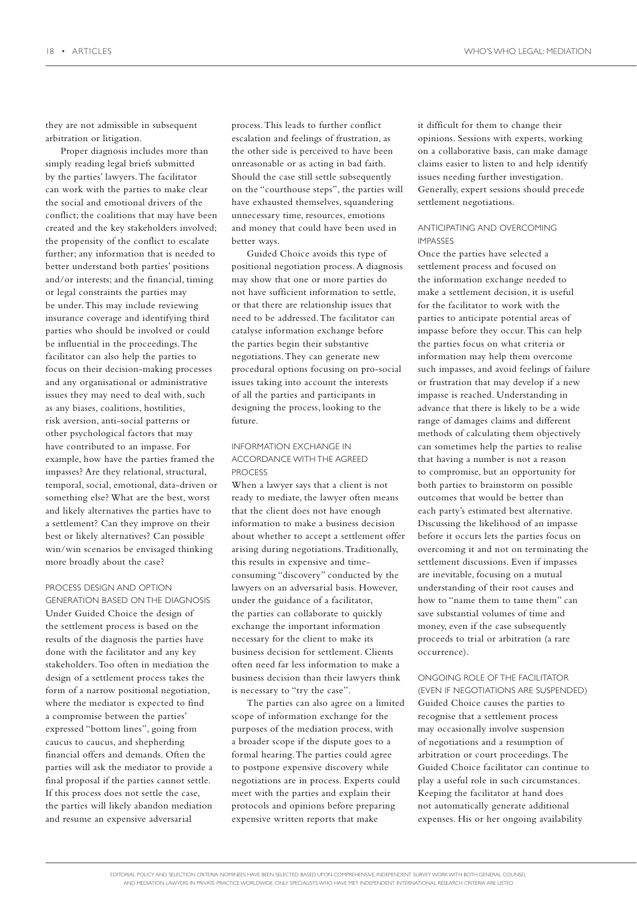they are not admissible in subsequent arbitration or litigation.

Proper diagnosis includes more than simply reading legal briefs submitted by the parties' lawyers. The facilitator can work with the parties to make clear the social and emotional drivers of the conflict; the coalitions that may have been created and the key stakeholders involved; the propensity of the conflict to escalate further; any information that is needed to better understand both parties' positions and/or interests; and the financial, timing or legal constraints the parties may be under. This may include reviewing insurance coverage and identifying third parties who should be involved or could be influential in the proceedings. The facilitator can also help the parties to focus on their decision-making processes and any organisational or administrative issues they may need to deal with, such as any biases, coalitions, hostilities, risk aversion, anti-social patterns or other psychological factors that may have contributed to an impasse. For example, how have the parties framed the impasses? Are they relational, structural, temporal, social, emotional, data-driven or something else? What are the best, worst and likely alternatives the parties have to a settlement? Can they improve on their best or likely alternatives? Can possible win/win scenarios be envisaged thinking more broadly about the case?

### PROCESS DESIGN AND OPTION GENERATION BASED ON THE DIAGNOSIS

Under Guided Choice the design of the settlement process is based on the results of the diagnosis the parties have done with the facilitator and any key stakeholders. Too often in mediation the design of a settlement process takes the form of a narrow positional negotiation, where the mediator is expected to find a compromise between the parties' expressed "bottom lines", going from caucus to caucus, and shepherding financial offers and demands. Often the parties will ask the mediator to provide a final proposal if the parties cannot settle. If this process does not settle the case, the parties will likely abandon mediation and resume an expensive adversarial process. This leads to further conflict escalation and feelings of frustration, as the other side is perceived to have been unreasonable or as acting in bad faith. Should the case still settle subsequently on the "courthouse steps", the parties will have exhausted themselves, squandering unnecessary time, resources, emotions and money that could have been used in better ways.

Guided Choice avoids this type of positional negotiation process. A diagnosis may show that one or more parties do not have sufficient information to settle, or that there are relationship issues that need to be addressed. The facilitator can catalyse information exchange before the parties begin their substantive negotiations. They can generate new procedural options focusing on pro-social issues taking into account the interests of all the parties and participants in designing the process, looking to the future.

### INFORMATION EXCHANGE IN ACCORDANCE WITH THE AGREED PROCESS

When a lawyer says that a client is not ready to mediate, the lawyer often means that the client does not have enough information to make a business decision about whether to accept a settlement offer arising during negotiations. Traditionally, this results in expensive and time-consuming "discovery" conducted by the lawyers on an adversarial basis. However, under the guidance of a facilitator, the parties can collaborate to quickly exchange the important information necessary for the client to make its business decision for settlement. Clients often need far less information to make a business decision than their lawyers think is necessary to "try the case".

The parties can also agree on a limited scope of information exchange for the purposes of the mediation process, with a broader scope if the dispute goes to a formal hearing. The parties could agree to postpone expensive discovery while negotiations are in process. Experts could meet with the parties and explain their protocols and opinions before preparing expensive written reports that make it difficult for them to change their opinions. Sessions with experts, working on a collaborative basis, can make damage claims easier to listen to and help identify issues needing further investigation. Generally, expert sessions should precede settlement negotiations.

### ANTICIPATING AND OVERCOMING IMPASSES

Once the parties have selected a settlement process and focused on the information exchange needed to make a settlement decision, it is useful for the facilitator to work with the parties to anticipate potential areas of impasse before they occur. This can help the parties focus on what criteria or information may help them overcome such impasses, and avoid feelings of failure or frustration that may develop if a new impasse is reached. Understanding in advance that there is likely to be a wide range of damages claims and different methods of calculating them objectively can sometimes help the parties to realise that having a number is not a reason to compromise, but an opportunity for both parties to brainstorm on possible outcomes that would be better than each party's estimated best alternative. Discussing the likelihood of an impasse before it occurs lets the parties focus on overcoming it and not on terminating the settlement discussions. Even if impasses are inevitable, focusing on a mutual understanding of their root causes and how to "name them to tame them" can save substantial volumes of time and money, even if the case subsequently proceeds to trial or arbitration (a rare occurrence).

### ONGOING ROLE OF THE FACILITATOR (EVEN IF NEGOTIATIONS ARE SUSPENDED)

Guided Choice causes the parties to recognise that a settlement process may occasionally involve suspension of negotiations and a resumption of arbitration or court proceedings. The Guided Choice facilitator can continue to play a useful role in such circumstances. Keeping the facilitator at hand does not automatically generate additional expenses. His or her ongoing availability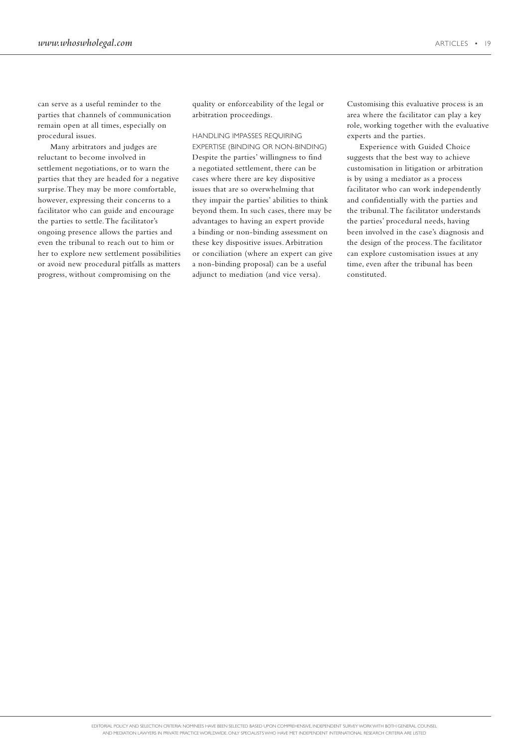can serve as a useful reminder to the parties that channels of communication remain open at all times, especially on procedural issues.

Many arbitrators and judges are reluctant to become involved in settlement negotiations, or to warn the parties that they are headed for a negative surprise. They may be more comfortable, however, expressing their concerns to a facilitator who can guide and encourage the parties to settle. The facilitator's ongoing presence allows the parties and even the tribunal to reach out to him or her to explore new settlement possibilities or avoid new procedural pitfalls as matters progress, without compromising on the quality or enforceability of the legal or arbitration proceedings.

### HANDLING IMPASSES REQUIRING EXPERTISE (BINDING OR NON-BINDING)

Despite the parties' willingness to find a negotiated settlement, there can be cases where there are key dispositive issues that are so overwhelming that they impair the parties' abilities to think beyond them. In such cases, there may be advantages to having an expert provide a binding or non-binding assessment on these key dispositive issues. Arbitration or conciliation (where an expert can give a non-binding proposal) can be a useful adjunct to mediation (and vice versa). Customising this evaluative process is an area where the facilitator can play a key role, working together with the evaluative experts and the parties.

Experience with Guided Choice suggests that the best way to achieve customisation in litigation or arbitration is by using a mediator as a process facilitator who can work independently and confidentially with the parties and the tribunal. The facilitator understands the parties' procedural needs, having been involved in the case's diagnosis and the design of the process. The facilitator can explore customisation issues at any time, even after the tribunal has been constituted.